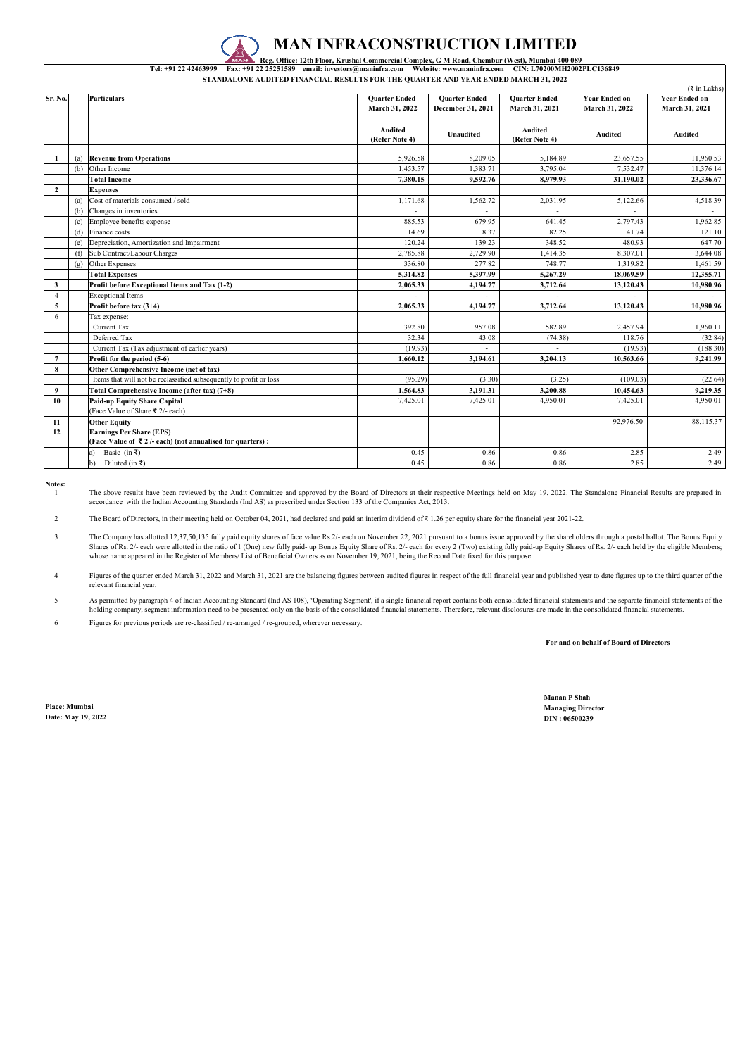# MAN INFRACONSTRUCTION LIMITED

Reg. Office: 12th Floor, Krushal Commercial Complex, G M Road, Chembur (West), Mumbai 400 089

Tel: +91 22 42463999 Fax: +91 22 25251589 email: investors@maninfra.com Website: www.maninfra.com CIN: L70200MH2002PLC136849

**STANDALONE AUDITED FINANCIAL RESULTS FOR THE QUARTER AND YEAR ENDED MARCH 31, 2022**

(₹ in Lakhs)

| Sr. No. | | Particulars | Quarter Ended March 31, 2022 | Quarter Ended December 31, 2021 | Quarter Ended March 31, 2021 | Year Ended on March 31, 2022 | Year Ended on March 31, 2021 |
|---|---|---|---|---|---|---|---|
| | | | Audited (Refer Note 4) | Unaudited | Audited (Refer Note 4) | Audited | Audited |
| 1 | (a) | **Revenue from Operations** | 5,926.58 | 8,209.05 | 5,184.89 | 23,657.55 | 11,960.53 |
| | (b) | Other Income | 1,453.57 | 1,383.71 | 3,795.04 | 7,532.47 | 11,376.14 |
| | | **Total Income** | **7,380.15** | **9,592.76** | **8,979.93** | **31,190.02** | **23,336.67** |
| 2 | | **Expenses** | | | | | |
| | (a) | Cost of materials consumed / sold | 1,171.68 | 1,562.72 | 2,031.95 | 5,122.66 | 4,518.39 |
| | (b) | Changes in inventories | - | - | - | - | - |
| | (c) | Employee benefits expense | 885.53 | 679.95 | 641.45 | 2,797.43 | 1,962.85 |
| | (d) | Finance costs | 14.69 | 8.37 | 82.25 | 41.74 | 121.10 |
| | (e) | Depreciation, Amortization and Impairment | 120.24 | 139.23 | 348.52 | 480.93 | 647.70 |
| | (f) | Sub Contract/Labour Charges | 2,785.88 | 2,729.90 | 1,414.35 | 8,307.01 | 3,644.08 |
| | (g) | Other Expenses | 336.80 | 277.82 | 748.77 | 1,319.82 | 1,461.59 |
| | | **Total Expenses** | **5,314.82** | **5,397.99** | **5,267.29** | **18,069.59** | **12,355.71** |
| 3 | | **Profit before Exceptional Items and Tax (1-2)** | **2,065.33** | **4,194.77** | **3,712.64** | **13,120.43** | **10,980.96** |
| 4 | | Exceptional Items | - | - | - | - | - |
| 5 | | **Profit before tax (3+4)** | **2,065.33** | **4,194.77** | **3,712.64** | **13,120.43** | **10,980.96** |
| 6 | | Tax expense: | | | | | |
| | | Current Tax | 392.80 | 957.08 | 582.89 | 2,457.94 | 1,960.11 |
| | | Deferred Tax | 32.34 | 43.08 | (74.38) | 118.76 | (32.84) |
| | | Current Tax (Tax adjustment of earlier years) | (19.93) | - | - | (19.93) | (188.30) |
| 7 | | **Profit for the period (5-6)** | **1,660.12** | **3,194.61** | **3,204.13** | **10,563.66** | **9,241.99** |
| 8 | | **Other Comprehensive Income (net of tax)** | | | | | |
| | | Items that will not be reclassified subsequently to profit or loss | (95.29) | (3.30) | (3.25) | (109.03) | (22.64) |
| 9 | | **Total Comprehensive Income (after tax) (7+8)** | **1,564.83** | **3,191.31** | **3,200.88** | **10,454.63** | **9,219.35** |
| 10 | | **Paid-up Equity Share Capital** | 7,425.01 | 7,425.01 | 4,950.01 | 7,425.01 | 4,950.01 |
| | | (Face Value of Share ₹ 2/- each) | | | | | |
| 11 | | **Other Equity** | | | | 92,976.50 | 88,115.37 |
| 12 | | **Earnings Per Share (EPS) (Face Value of ₹ 2 /- each) (not annualised for quarters) :** | | | | | |
| | | a) Basic (in ₹) | 0.45 | 0.86 | 0.86 | 2.85 | 2.49 |
| | | b) Diluted (in ₹) | 0.45 | 0.86 | 0.86 | 2.85 | 2.49 |

**Notes:**

1. The above results have been reviewed by the Audit Committee and approved by the Board of Directors at their respective Meetings held on May 19, 2022. The Standalone Financial Results are prepared in accordance with the Indian Accounting Standards (Ind AS) as prescribed under Section 133 of the Companies Act, 2013.

2. The Board of Directors, in their meeting held on October 04, 2021, had declared and paid an interim dividend of ₹ 1.26 per equity share for the financial year 2021-22.

3. The Company has allotted 12,37,50,135 fully paid equity shares of face value Rs.2/- each on November 22, 2021 pursuant to a bonus issue approved by the shareholders through a postal ballot. The Bonus Equity Shares of Rs. 2/- each were allotted in the ratio of 1 (One) new fully paid- up Bonus Equity Share of Rs. 2/- each for every 2 (Two) existing fully paid-up Equity Shares of Rs. 2/- each held by the eligible Members; whose name appeared in the Register of Members/ List of Beneficial Owners as on November 19, 2021, being the Record Date fixed for this purpose.

4. Figures of the quarter ended March 31, 2022 and March 31, 2021 are the balancing figures between audited figures in respect of the full financial year and published year to date figures up to the third quarter of the relevant financial year.

5. As permitted by paragraph 4 of Indian Accounting Standard (Ind AS 108), 'Operating Segment', if a single financial report contains both consolidated financial statements and the separate financial statements of the holding company, segment information need to be presented only on the basis of the consolidated financial statements. Therefore, relevant disclosures are made in the consolidated financial statements.

6. Figures for previous periods are re-classified / re-arranged / re-grouped, wherever necessary.

**For and on behalf of Board of Directors**

**Manan P Shah**
**Managing Director**
**DIN : 06500239**

**Place: Mumbai**
**Date: May 19, 2022**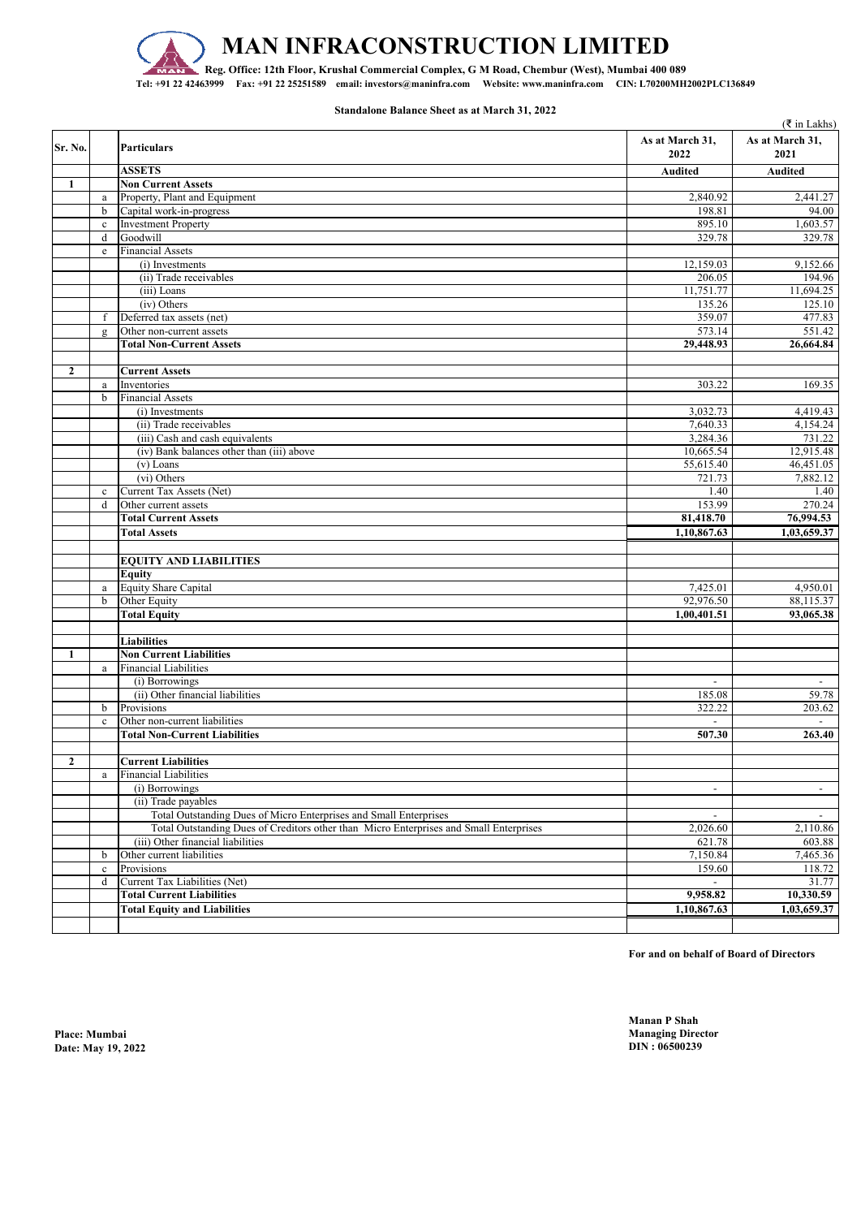# MAN INFRACONSTRUCTION LIMITED

**Reg. Office: 12th Floor, Krushal Commercial Complex, G M Road, Chembur (West), Mumbai 400 089**

**Tel: +91 22 42463999 Fax: +91 22 25251589 email: investors@maninfra.com Website: www.maninfra.com CIN: L70200MH2002PLC136849**

**Standalone Balance Sheet as at March 31, 2022**

(₹ in Lakhs)

| Sr. No. | | Particulars | As at March 31, 2022 | As at March 31, 2021 |
|---|---|---|---|---|
| | | **ASSETS** | **Audited** | **Audited** |
| **1** | | **Non Current Assets** | | |
| | a | Property, Plant and Equipment | 2,840.92 | 2,441.27 |
| | b | Capital work-in-progress | 198.81 | 94.00 |
| | c | Investment Property | 895.10 | 1,603.57 |
| | d | Goodwill | 329.78 | 329.78 |
| | e | Financial Assets | | |
| | | (i) Investments | 12,159.03 | 9,152.66 |
| | | (ii) Trade receivables | 206.05 | 194.96 |
| | | (iii) Loans | 11,751.77 | 11,694.25 |
| | | (iv) Others | 135.26 | 125.10 |
| | f | Deferred tax assets (net) | 359.07 | 477.83 |
| | g | Other non-current assets | 573.14 | 551.42 |
| | | **Total Non-Current Assets** | **29,448.93** | **26,664.84** |
| | | | | |
| **2** | | **Current Assets** | | |
| | a | Inventories | 303.22 | 169.35 |
| | b | Financial Assets | | |
| | | (i) Investments | 3,032.73 | 4,419.43 |
| | | (ii) Trade receivables | 7,640.33 | 4,154.24 |
| | | (iii) Cash and cash equivalents | 3,284.36 | 731.22 |
| | | (iv) Bank balances other than (iii) above | 10,665.54 | 12,915.48 |
| | | (v) Loans | 55,615.40 | 46,451.05 |
| | | (vi) Others | 721.73 | 7,882.12 |
| | c | Current Tax Assets (Net) | 1.40 | 1.40 |
| | d | Other current assets | 153.99 | 270.24 |
| | | **Total Current Assets** | **81,418.70** | **76,994.53** |
| | | **Total Assets** | **1,10,867.63** | **1,03,659.37** |
| | | | | |
| | | **EQUITY AND LIABILITIES** | | |
| | | **Equity** | | |
| | a | Equity Share Capital | 7,425.01 | 4,950.01 |
| | b | Other Equity | 92,976.50 | 88,115.37 |
| | | **Total Equity** | **1,00,401.51** | **93,065.38** |
| | | | | |
| | | **Liabilities** | | |
| **1** | | **Non Current Liabilities** | | |
| | a | Financial Liabilities | | |
| | | (i) Borrowings | - | - |
| | | (ii) Other financial liabilities | 185.08 | 59.78 |
| | b | Provisions | 322.22 | 203.62 |
| | c | Other non-current liabilities | - | - |
| | | **Total Non-Current Liabilities** | **507.30** | **263.40** |
| | | | | |
| **2** | | **Current Liabilities** | | |
| | a | Financial Liabilities | | |
| | | (i) Borrowings | - | - |
| | | (ii) Trade payables | | |
| | | Total Outstanding Dues of Micro Enterprises and Small Enterprises | - | - |
| | | Total Outstanding Dues of Creditors other than Micro Enterprises and Small Enterprises | 2,026.60 | 2,110.86 |
| | | (iii) Other financial liabilities | 621.78 | 603.88 |
| | b | Other current liabilities | 7,150.84 | 7,465.36 |
| | c | Provisions | 159.60 | 118.72 |
| | d | Current Tax Liabilities (Net) | - | 31.77 |
| | | **Total Current Liabilities** | **9,958.82** | **10,330.59** |
| | | **Total Equity and Liabilities** | **1,10,867.63** | **1,03,659.37** |

**For and on behalf of Board of Directors**

**Manan P Shah**
**Managing Director**
**DIN : 06500239**

**Place: Mumbai**
**Date: May 19, 2022**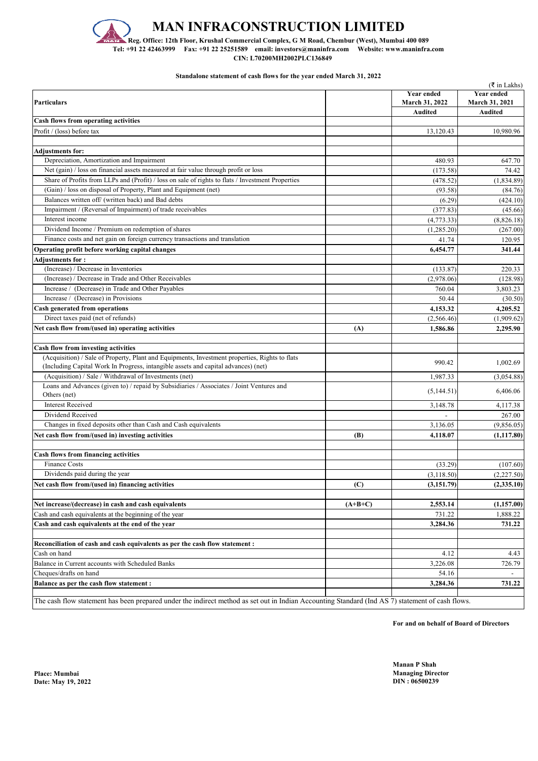# MAN INFRACONSTRUCTION LIMITED

**Reg. Office: 12th Floor, Krushal Commercial Complex, G M Road, Chembur (West), Mumbai 400 089**
**Tel: +91 22 42463999 Fax: +91 22 25251589 email: investors@maninfra.com Website: www.maninfra.com**
**CIN: L70200MH2002PLC136849**

**Standalone statement of cash flows for the year ended March 31, 2022**

(₹ in Lakhs)

| Particulars | | Year ended March 31, 2022 Audited | Year ended March 31, 2021 Audited |
|---|---|---|---|
| **Cash flows from operating activities** | | | |
| Profit / (loss) before tax | | 13,120.43 | 10,980.96 |
| | | | |
| **Adjustments for:** | | | |
| Depreciation, Amortization and Impairment | | 480.93 | 647.70 |
| Net (gain) / loss on financial assets measured at fair value through profit or loss | | (173.58) | 74.42 |
| Share of Profits from LLPs and (Profit) / loss on sale of rights to flats / Investment Properties | | (478.52) | (1,834.89) |
| (Gain) / loss on disposal of Property, Plant and Equipment (net) | | (93.58) | (84.76) |
| Balances written off/ (written back) and Bad debts | | (6.29) | (424.10) |
| Impairment / (Reversal of Impairment) of trade receivables | | (377.83) | (45.66) |
| Interest income | | (4,773.33) | (8,826.18) |
| Dividend Income / Premium on redemption of shares | | (1,285.20) | (267.00) |
| Finance costs and net gain on foreign currency transactions and translation | | 41.74 | 120.95 |
| **Operating profit before working capital changes** | | **6,454.77** | **341.44** |
| **Adjustments for :** | | | |
| (Increase) / Decrease in Inventories | | (133.87) | 220.33 |
| (Increase) / Decrease in Trade and Other Receivables | | (2,978.06) | (128.98) |
| Increase / (Decrease) in Trade and Other Payables | | 760.04 | 3,803.23 |
| Increase / (Decrease) in Provisions | | 50.44 | (30.50) |
| **Cash generated from operations** | | **4,153.32** | **4,205.52** |
| Direct taxes paid (net of refunds) | | (2,566.46) | (1,909.62) |
| **Net cash flow from/(used in) operating activities** | **(A)** | **1,586.86** | **2,295.90** |
| | | | |
| **Cash flow from investing activities** | | | |
| (Acquisition) / Sale of Property, Plant and Equipments, Investment properties, Rights to flats (Including Capital Work In Progress, intangible assets and capital advances) (net) | | 990.42 | 1,002.69 |
| (Acquisition) / Sale / Withdrawal of Investments (net) | | 1,987.33 | (3,054.88) |
| Loans and Advances (given to) / repaid by Subsidiaries / Associates / Joint Ventures and Others (net) | | (5,144.51) | 6,406.06 |
| Interest Received | | 3,148.78 | 4,117.38 |
| Dividend Received | | - | 267.00 |
| Changes in fixed deposits other than Cash and Cash equivalents | | 3,136.05 | (9,856.05) |
| **Net cash flow from/(used in) investing activities** | **(B)** | **4,118.07** | **(1,117.80)** |
| | | | |
| **Cash flows from financing activities** | | | |
| Finance Costs | | (33.29) | (107.60) |
| Dividends paid during the year | | (3,118.50) | (2,227.50) |
| **Net cash flow from/(used in) financing activities** | **(C)** | **(3,151.79)** | **(2,335.10)** |
| | | | |
| **Net increase/(decrease) in cash and cash equivalents** | **(A+B+C)** | **2,553.14** | **(1,157.00)** |
| Cash and cash equivalents at the beginning of the year | | 731.22 | 1,888.22 |
| **Cash and cash equivalents at the end of the year** | | **3,284.36** | **731.22** |
| | | | |
| **Reconciliation of cash and cash equivalents as per the cash flow statement :** | | | |
| Cash on hand | | 4.12 | 4.43 |
| Balance in Current accounts with Scheduled Banks | | 3,226.08 | 726.79 |
| Cheques/drafts on hand | | 54.16 | - |
| **Balance as per the cash flow statement :** | | **3,284.36** | **731.22** |

The cash flow statement has been prepared under the indirect method as set out in Indian Accounting Standard (Ind AS 7) statement of cash flows.

**For and on behalf of Board of Directors**

**Manan P Shah**
**Managing Director**
**DIN : 06500239**

**Place: Mumbai**
**Date: May 19, 2022**